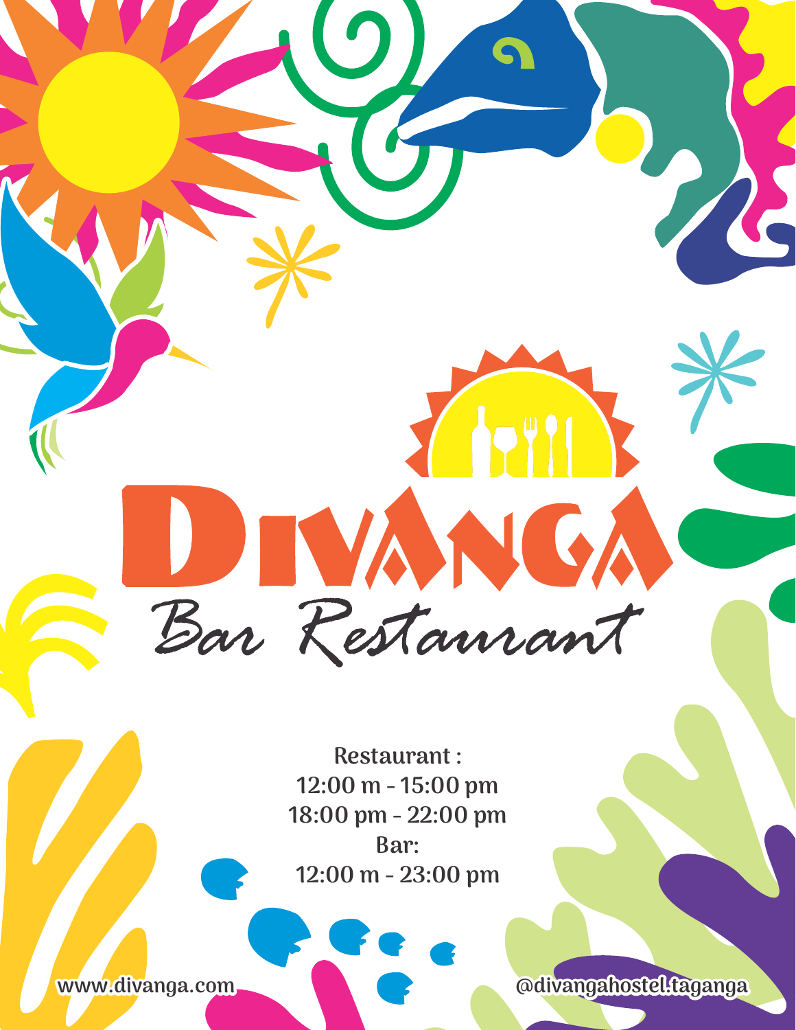# DIVANGA

## Bar Restaurant

**Restaurant :**
**12:00 m - 15:00 pm**
**18:00 pm - 22:00 pm**
**Bar:**
**12:00 m - 23:00 pm**

www.divanga.com

@divangahostel.taganga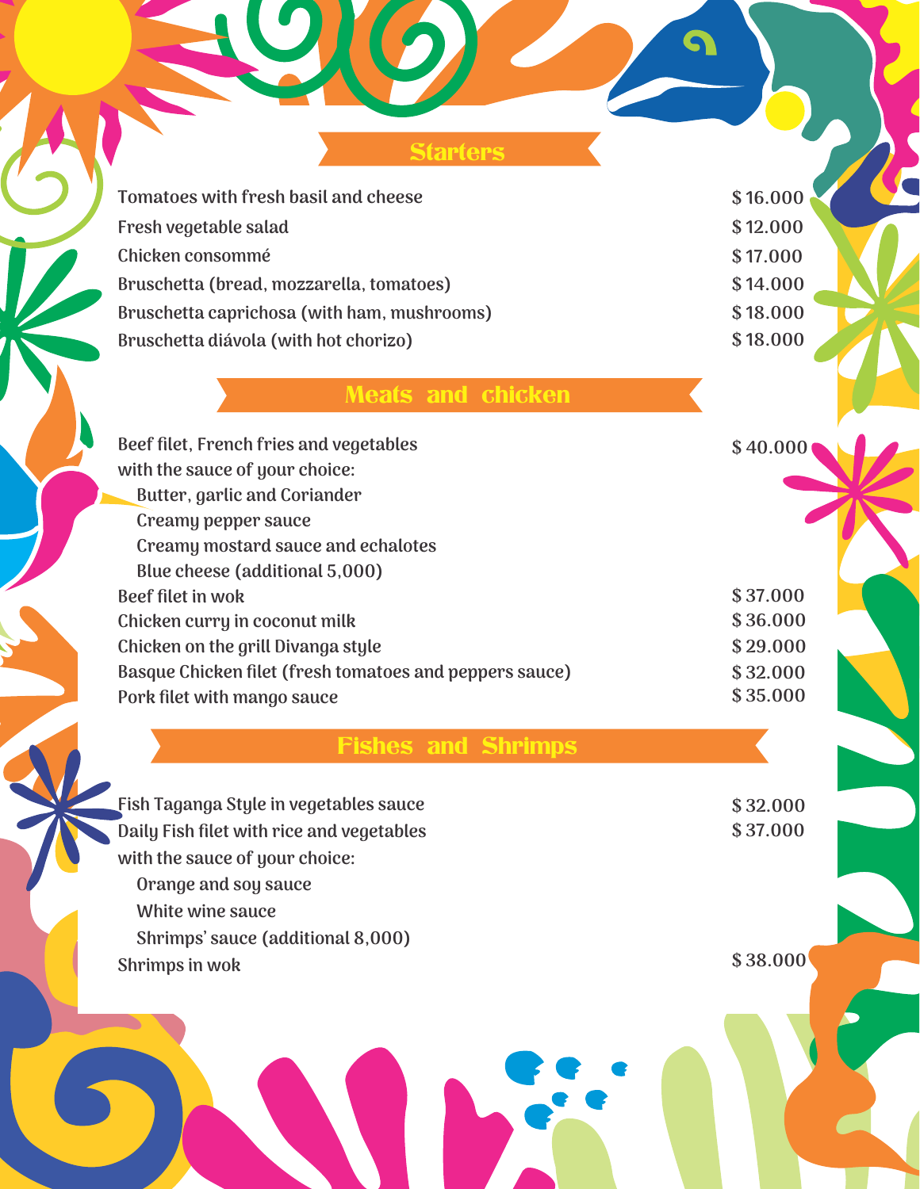## Starters

| Item | Price |
| --- | --- |
| Tomatoes with fresh basil and cheese | $ 16.000 |
| Fresh vegetable salad | $ 12.000 |
| Chicken consommé | $ 17.000 |
| Bruschetta (bread, mozzarella, tomatoes) | $ 14.000 |
| Bruschetta caprichosa (with ham, mushrooms) | $ 18.000 |
| Bruschetta diávola (with hot chorizo) | $ 18.000 |

## Meats and chicken

Beef filet, French fries and vegetables with the sauce of your choice: $ 40.000

- Butter, garlic and Coriander
- Creamy pepper sauce
- Creamy mostard sauce and echalotes
- Blue cheese (additional 5,000)

| Item | Price |
| --- | --- |
| Beef filet in wok | $ 37.000 |
| Chicken curry in coconut milk | $ 36.000 |
| Chicken on the grill Divanga style | $ 29.000 |
| Basque Chicken filet (fresh tomatoes and peppers sauce) | $ 32.000 |
| Pork filet with mango sauce | $ 35.000 |

## Fishes and Shrimps

Fish Taganga Style in vegetables sauce $ 32.000

Daily Fish filet with rice and vegetables with the sauce of your choice: $ 37.000

- Orange and soy sauce
- White wine sauce
- Shrimps' sauce (additional 8,000)

Shrimps in wok $ 38.000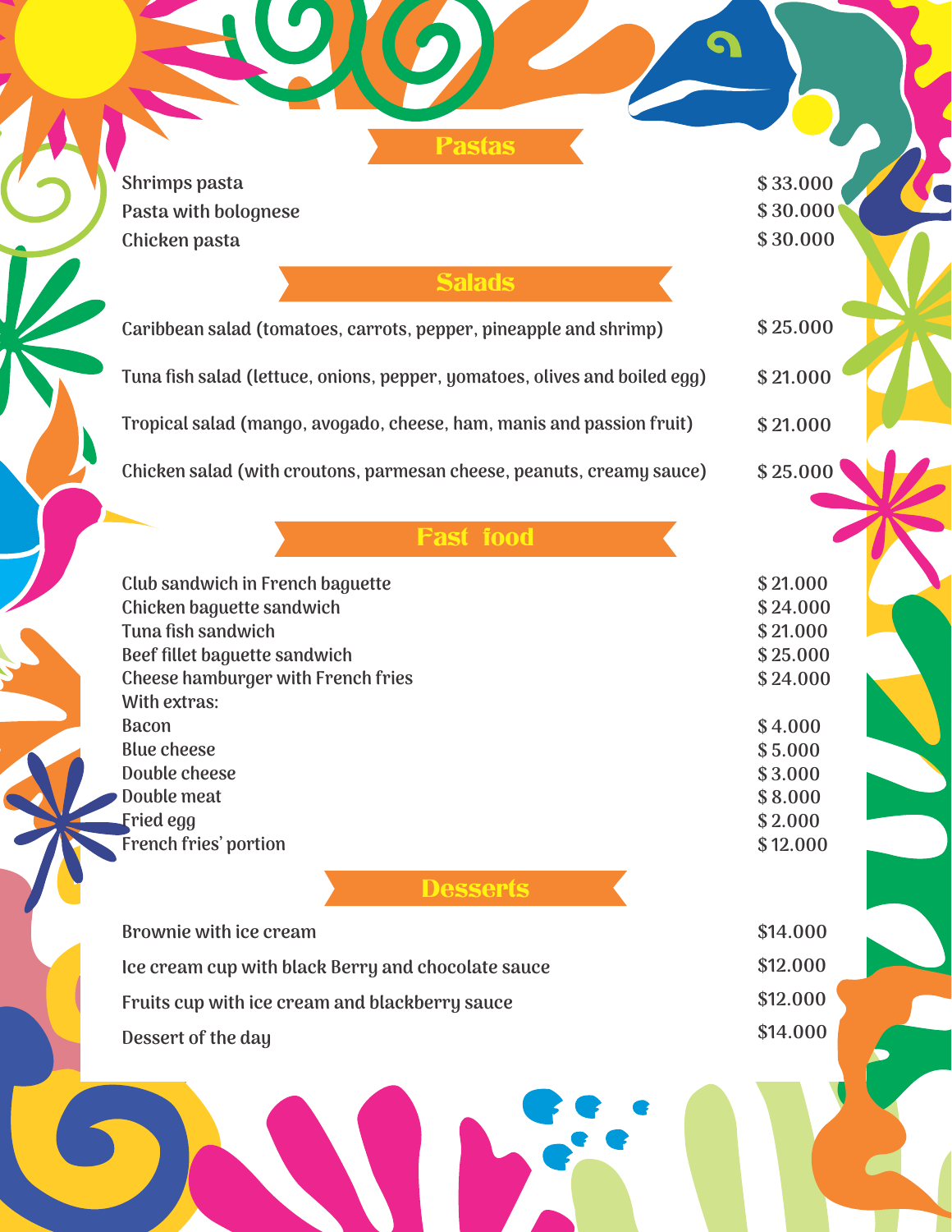## Pastas

| | |
|---|---|
| Shrimps pasta | $ 33.000 |
| Pasta with bolognese | $ 30.000 |
| Chicken pasta | $ 30.000 |

## Salads

| | |
|---|---|
| Caribbean salad (tomatoes, carrots, pepper, pineapple and shrimp) | $ 25.000 |
| Tuna fish salad (lettuce, onions, pepper, yomatoes, olives and boiled egg) | $ 21.000 |
| Tropical salad (mango, avogado, cheese, ham, manis and passion fruit) | $ 21.000 |
| Chicken salad (with croutons, parmesan cheese, peanuts, creamy sauce) | $ 25.000 |

## Fast food

| | |
|---|---|
| Club sandwich in French baguette | $ 21.000 |
| Chicken baguette sandwich | $ 24.000 |
| Tuna fish sandwich | $ 21.000 |
| Beef fillet baguette sandwich | $ 25.000 |
| Cheese hamburger with French fries | $ 24.000 |
| With extras: | |
| Bacon | $ 4.000 |
| Blue cheese | $ 5.000 |
| Double cheese | $ 3.000 |
| Double meat | $ 8.000 |
| Fried egg | $ 2.000 |
| French fries' portion | $ 12.000 |

## Desserts

| | |
|---|---|
| Brownie with ice cream | $14.000 |
| Ice cream cup with black Berry and chocolate sauce | $12.000 |
| Fruits cup with ice cream and blackberry sauce | $12.000 |
| Dessert of the day | $14.000 |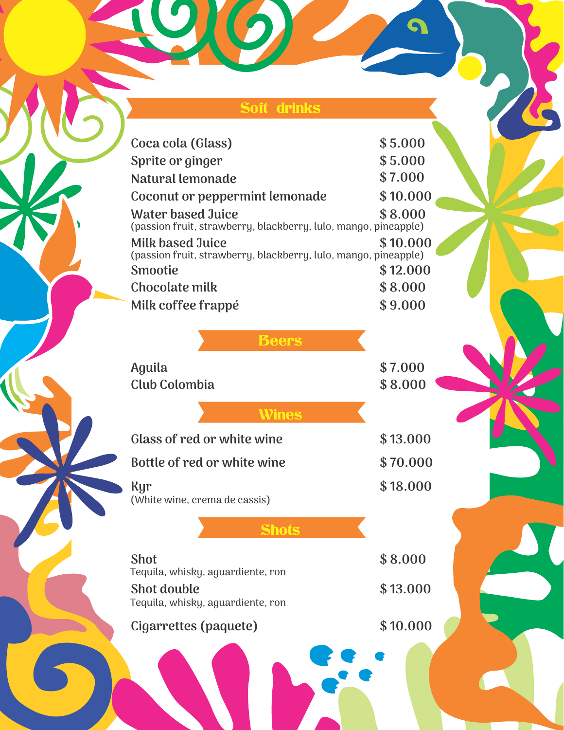## Soft drinks

| Item | Price |
| --- | --- |
| Coca cola (Glass) | $ 5.000 |
| Sprite or ginger | $ 5.000 |
| Natural lemonade | $ 7.000 |
| Coconut or peppermint lemonade | $ 10.000 |
| Water based Juice<br>(passion fruit, strawberry, blackberry, lulo, mango, pineapple) | $ 8.000 |
| Milk based Juice<br>(passion fruit, strawberry, blackberry, lulo, mango, pineapple) | $ 10.000 |
| Smootie | $ 12.000 |
| Chocolate milk | $ 8.000 |
| Milk coffee frappé | $ 9.000 |

## Beers

| Item | Price |
| --- | --- |
| Aguila | $ 7.000 |
| Club Colombia | $ 8.000 |

## Wines

| Item | Price |
| --- | --- |
| Glass of red or white wine | $ 13.000 |
| Bottle of red or white wine | $ 70.000 |
| Kyr<br>(White wine, crema de cassis) | $ 18.000 |

## Shots

| Item | Price |
| --- | --- |
| Shot<br>Tequila, whisky, aguardiente, ron | $ 8.000 |
| Shot double<br>Tequila, whisky, aguardiente, ron | $ 13.000 |
| Cigarrettes (paquete) | $ 10.000 |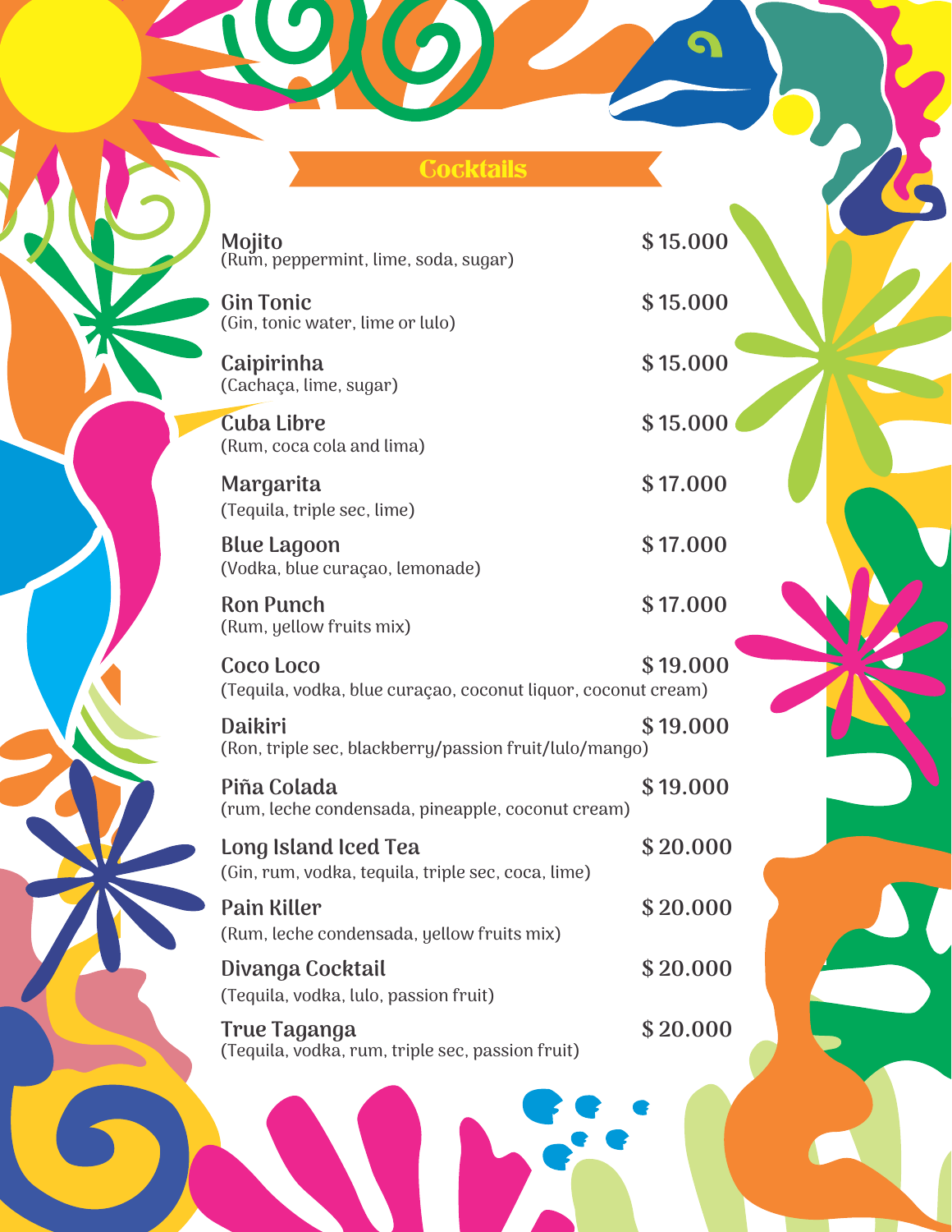## Cocktails

**Mojito** $ 15.000
(Rum, peppermint, lime, soda, sugar)

**Gin Tonic** $ 15.000
(Gin, tonic water, lime or lulo)

**Caipirinha** $ 15.000
(Cachaça, lime, sugar)

**Cuba Libre** $ 15.000
(Rum, coca cola and lima)

**Margarita** $ 17.000
(Tequila, triple sec, lime)

**Blue Lagoon** $ 17.000
(Vodka, blue curaçao, lemonade)

**Ron Punch** $ 17.000
(Rum, yellow fruits mix)

**Coco Loco** $ 19.000
(Tequila, vodka, blue curaçao, coconut liquor, coconut cream)

**Daikiri** $ 19.000
(Ron, triple sec, blackberry/passion fruit/lulo/mango)

**Piña Colada** $ 19.000
(rum, leche condensada, pineapple, coconut cream)

**Long Island Iced Tea** $ 20.000
(Gin, rum, vodka, tequila, triple sec, coca, lime)

**Pain Killer** $ 20.000
(Rum, leche condensada, yellow fruits mix)

**Divanga Cocktail** $ 20.000
(Tequila, vodka, lulo, passion fruit)

**True Taganga** $ 20.000
(Tequila, vodka, rum, triple sec, passion fruit)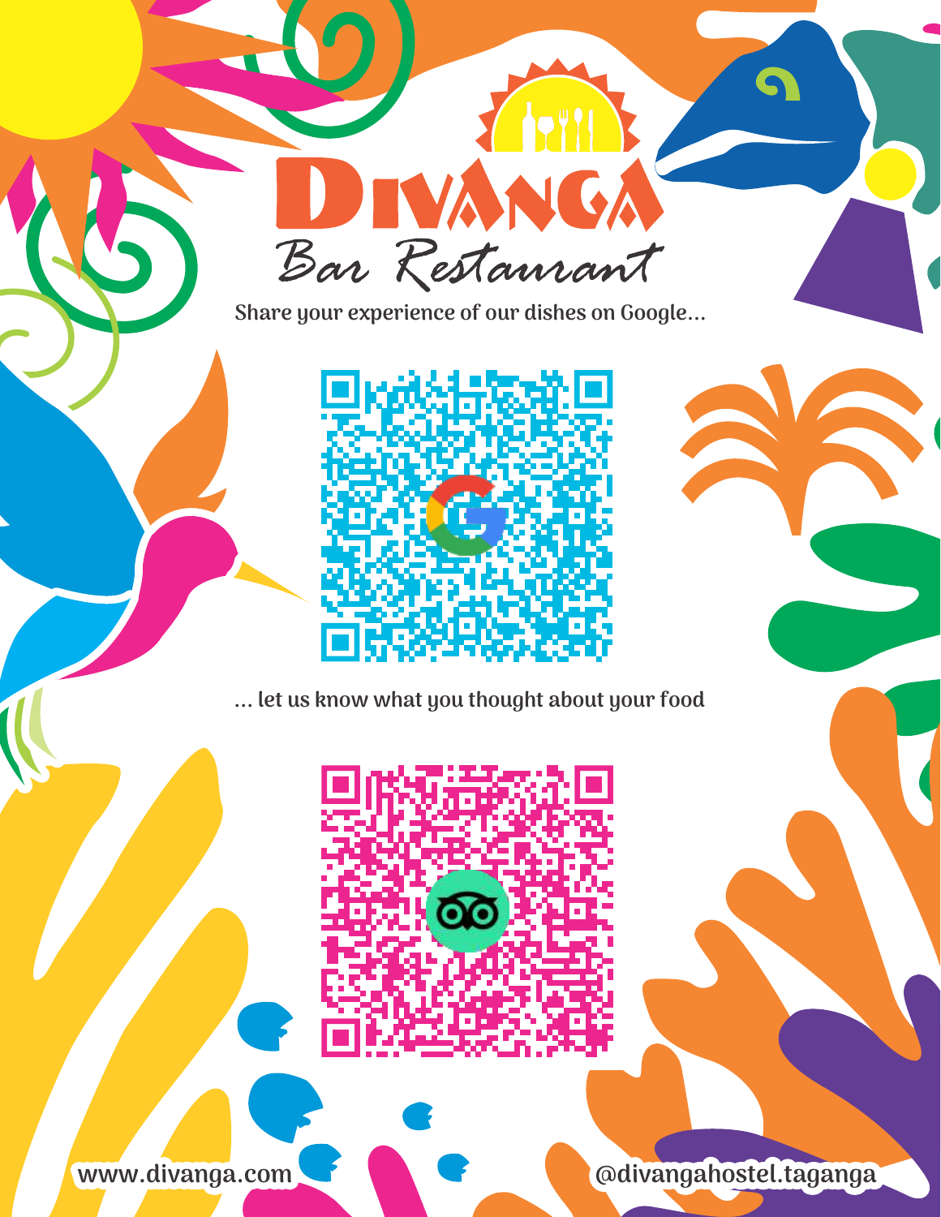# DIVANGA

## Bar Restaurant

Share your experience of our dishes on Google...

... let us know what you thought about your food

www.divanga.com

@divangahostel.taganga